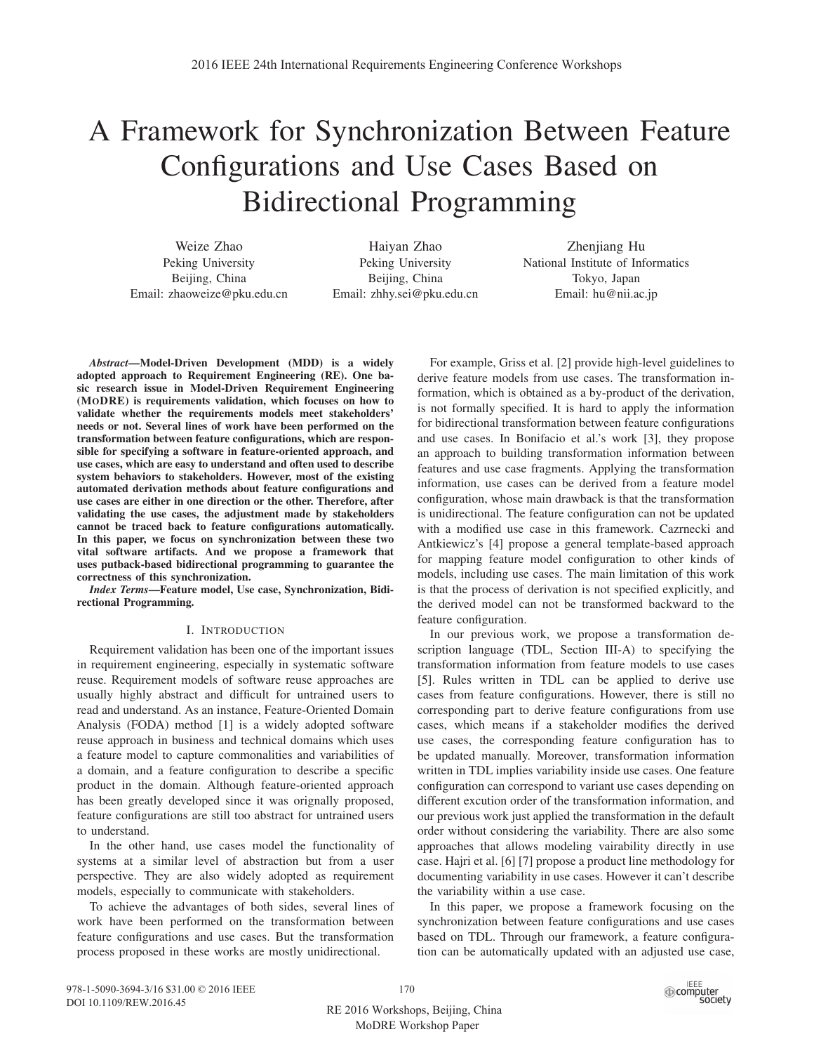# A Framework for Synchronization Between Feature Configurations and Use Cases Based on Bidirectional Programming

Weize Zhao
Peking University
Beijing, China
Email: zhaoweize@pku.edu.cn

Haiyan Zhao
Peking University
Beijing, China
Email: zhhy.sei@pku.edu.cn

Zhenjiang Hu
National Institute of Informatics
Tokyo, Japan
Email: hu@nii.ac.jp

***Abstract*—Model-Driven Development (MDD) is a widely adopted approach to Requirement Engineering (RE). One basic research issue in Model-Driven Requirement Engineering (MoDRE) is requirements validation, which focuses on how to validate whether the requirements models meet stakeholders' needs or not. Several lines of work have been performed on the transformation between feature configurations, which are responsible for specifying a software in feature-oriented approach, and use cases, which are easy to understand and often used to describe system behaviors to stakeholders. However, most of the existing automated derivation methods about feature configurations and use cases are either in one direction or the other. Therefore, after validating the use cases, the adjustment made by stakeholders cannot be traced back to feature configurations automatically. In this paper, we focus on synchronization between these two vital software artifacts. And we propose a framework that uses putback-based bidirectional programming to guarantee the correctness of this synchronization.**

***Index Terms*—Feature model, Use case, Synchronization, Bidirectional Programming.**

## I. Introduction

Requirement validation has been one of the important issues in requirement engineering, especially in systematic software reuse. Requirement models of software reuse approaches are usually highly abstract and difficult for untrained users to read and understand. As an instance, Feature-Oriented Domain Analysis (FODA) method [1] is a widely adopted software reuse approach in business and technical domains which uses a feature model to capture commonalities and variabilities of a domain, and a feature configuration to describe a specific product in the domain. Although feature-oriented approach has been greatly developed since it was orignally proposed, feature configurations are still too abstract for untrained users to understand.

In the other hand, use cases model the functionality of systems at a similar level of abstraction but from a user perspective. They are also widely adopted as requirement models, especially to communicate with stakeholders.

To achieve the advantages of both sides, several lines of work have been performed on the transformation between feature configurations and use cases. But the transformation process proposed in these works are mostly unidirectional.

For example, Griss et al. [2] provide high-level guidelines to derive feature models from use cases. The transformation information, which is obtained as a by-product of the derivation, is not formally specified. It is hard to apply the information for bidirectional transformation between feature configurations and use cases. In Bonifacio et al.'s work [3], they propose an approach to building transformation information between features and use case fragments. Applying the transformation information, use cases can be derived from a feature model configuration, whose main drawback is that the transformation is unidirectional. The feature configuration can not be updated with a modified use case in this framework. Cazrnecki and Antkiewicz's [4] propose a general template-based approach for mapping feature model configuration to other kinds of models, including use cases. The main limitation of this work is that the process of derivation is not specified explicitly, and the derived model can not be transformed backward to the feature configuration.

In our previous work, we propose a transformation description language (TDL, Section III-A) to specifying the transformation information from feature models to use cases [5]. Rules written in TDL can be applied to derive use cases from feature configurations. However, there is still no corresponding part to derive feature configurations from use cases, which means if a stakeholder modifies the derived use cases, the corresponding feature configuration has to be updated manually. Moreover, transformation information written in TDL implies variability inside use cases. One feature configuration can correspond to variant use cases depending on different excution order of the transformation information, and our previous work just applied the transformation in the default order without considering the variability. There are also some approaches that allows modeling vairability directly in use case. Hajri et al. [6] [7] propose a product line methodology for documenting variability in use cases. However it can't describe the variability within a use case.

In this paper, we propose a framework focusing on the synchronization between feature configurations and use cases based on TDL. Through our framework, a feature configuration can be automatically updated with an adjusted use case,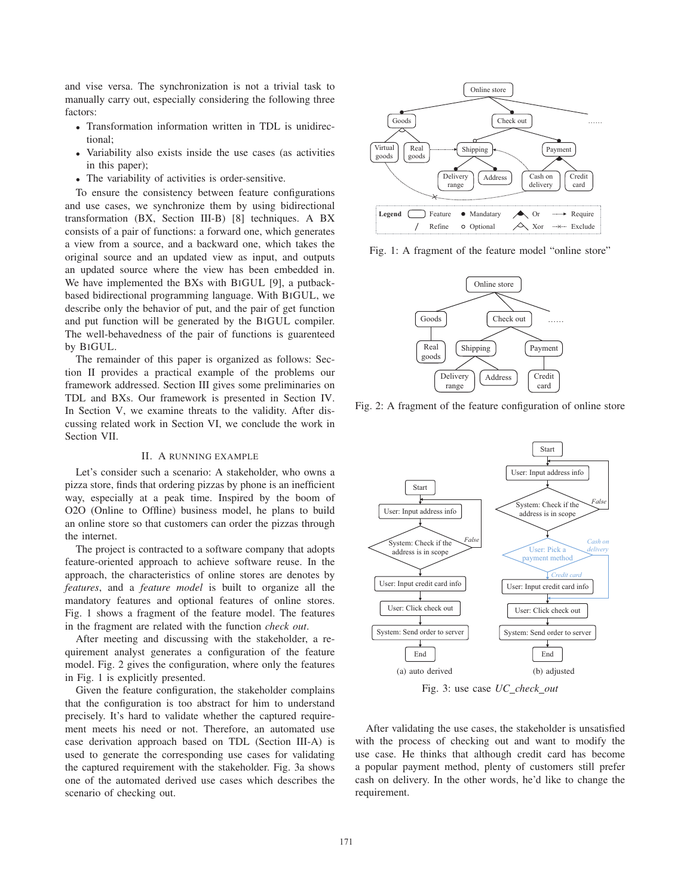and vise versa. The synchronization is not a trivial task to manually carry out, especially considering the following three factors:

- Transformation information written in TDL is unidirectional;
- Variability also exists inside the use cases (as activities in this paper);
- The variability of activities is order-sensitive.

To ensure the consistency between feature configurations and use cases, we synchronize them by using bidirectional transformation (BX, Section III-B) [8] techniques. A BX consists of a pair of functions: a forward one, which generates a view from a source, and a backward one, which takes the original source and an updated view as input, and outputs an updated source where the view has been embedded in. We have implemented the BXs with BiGUL [9], a putback-based bidirectional programming language. With BiGUL, we describe only the behavior of put, and the pair of get function and put function will be generated by the BiGUL compiler. The well-behavedness of the pair of functions is guarenteed by BiGUL.

The remainder of this paper is organized as follows: Section II provides a practical example of the problems our framework addressed. Section III gives some preliminaries on TDL and BXs. Our framework is presented in Section IV. In Section V, we examine threats to the validity. After discussing related work in Section VI, we conclude the work in Section VII.

## II. A Running Example

Let's consider such a scenario: A stakeholder, who owns a pizza store, finds that ordering pizzas by phone is an inefficient way, especially at a peak time. Inspired by the boom of O2O (Online to Offline) business model, he plans to build an online store so that customers can order the pizzas through the internet.

The project is contracted to a software company that adopts feature-oriented approach to achieve software reuse. In the approach, the characteristics of online stores are denotes by *features*, and a *feature model* is built to organize all the mandatory features and optional features of online stores. Fig. 1 shows a fragment of the feature model. The features in the fragment are related with the function *check out*.

After meeting and discussing with the stakeholder, a requirement analyst generates a configuration of the feature model. Fig. 2 gives the configuration, where only the features in Fig. 1 is explicitly presented.

Given the feature configuration, the stakeholder complains that the configuration is too abstract for him to understand precisely. It's hard to validate whether the captured requirement meets his need or not. Therefore, an automated use case derivation approach based on TDL (Section III-A) is used to generate the corresponding use cases for validating the captured requirement with the stakeholder. Fig. 3a shows one of the automated derived use cases which describes the scenario of checking out.

Fig. 1: A fragment of the feature model "online store"

Fig. 2: A fragment of the feature configuration of online store

(a) auto derived

(b) adjusted

Fig. 3: use case *UC_check_out*

After validating the use cases, the stakeholder is unsatisfied with the process of checking out and want to modify the use case. He thinks that although credit card has become a popular payment method, plenty of customers still prefer cash on delivery. In the other words, he'd like to change the requirement.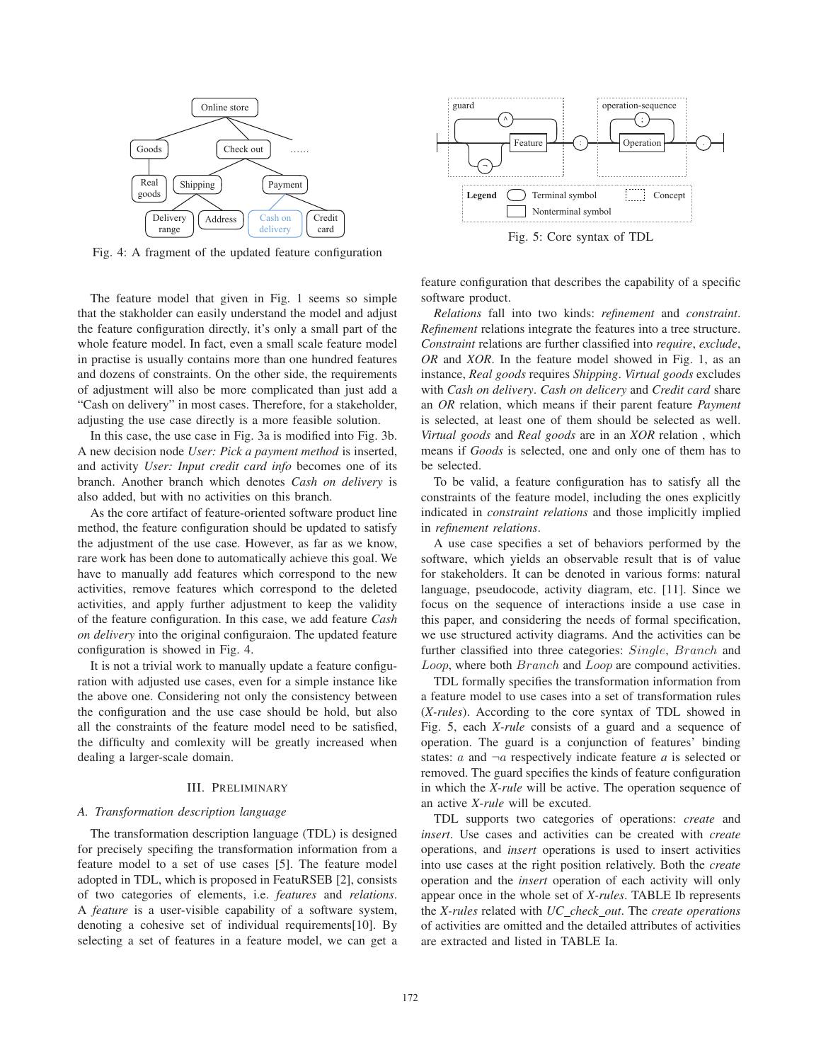Fig. 4: A fragment of the updated feature configuration

Fig. 5: Core syntax of TDL

The feature model that given in Fig. 1 seems so simple that the stakholder can easily understand the model and adjust the feature configuration directly, it's only a small part of the whole feature model. In fact, even a small scale feature model in practise is usually contains more than one hundred features and dozens of constraints. On the other side, the requirements of adjustment will also be more complicated than just add a "Cash on delivery" in most cases. Therefore, for a stakeholder, adjusting the use case directly is a more feasible solution.

In this case, the use case in Fig. 3a is modified into Fig. 3b. A new decision node *User: Pick a payment method* is inserted, and activity *User: Input credit card info* becomes one of its branch. Another branch which denotes *Cash on delivery* is also added, but with no activities on this branch.

As the core artifact of feature-oriented software product line method, the feature configuration should be updated to satisfy the adjustment of the use case. However, as far as we know, rare work has been done to automatically achieve this goal. We have to manually add features which correspond to the new activities, remove features which correspond to the deleted activities, and apply further adjustment to keep the validity of the feature configuration. In this case, we add feature *Cash on delivery* into the original configuraion. The updated feature configuration is showed in Fig. 4.

It is not a trivial work to manually update a feature configuration with adjusted use cases, even for a simple instance like the above one. Considering not only the consistency between the configuration and the use case should be hold, but also all the constraints of the feature model need to be satisfied, the difficulty and comlexity will be greatly increased when dealing a larger-scale domain.

## III. Preliminary

### A. Transformation description language

The transformation description language (TDL) is designed for precisely specifing the transformation information from a feature model to a set of use cases [5]. The feature model adopted in TDL, which is proposed in FeatuRSEB [2], consists of two categories of elements, i.e. *features* and *relations*. A *feature* is a user-visible capability of a software system, denoting a cohesive set of individual requirements[10]. By selecting a set of features in a feature model, we can get a feature configuration that describes the capability of a specific software product.

*Relations* fall into two kinds: *refinement* and *constraint*. *Refinement* relations integrate the features into a tree structure. *Constraint* relations are further classified into *require*, *exclude*, *OR* and *XOR*. In the feature model showed in Fig. 1, as an instance, *Real goods* requires *Shipping*. *Virtual goods* excludes with *Cash on delivery*. *Cash on delicery* and *Credit card* share an *OR* relation, which means if their parent feature *Payment* is selected, at least one of them should be selected as well. *Virtual goods* and *Real goods* are in an *XOR* relation , which means if *Goods* is selected, one and only one of them has to be selected.

To be valid, a feature configuration has to satisfy all the constraints of the feature model, including the ones explicitly indicated in *constraint relations* and those implicitly implied in *refinement relations*.

A use case specifies a set of behaviors performed by the software, which yields an observable result that is of value for stakeholders. It can be denoted in various forms: natural language, pseudocode, activity diagram, etc. [11]. Since we focus on the sequence of interactions inside a use case in this paper, and considering the needs of formal specification, we use structured activity diagrams. And the activities can be further classified into three categories: $Single$, $Branch$ and $Loop$, where both $Branch$ and $Loop$ are compound activities.

TDL formally specifies the transformation information from a feature model to use cases into a set of transformation rules (*X-rules*). According to the core syntax of TDL showed in Fig. 5, each *X-rule* consists of a guard and a sequence of operation. The guard is a conjunction of features' binding states: $a$ and $\neg a$ respectively indicate feature *a* is selected or removed. The guard specifies the kinds of feature configuration in which the *X-rule* will be active. The operation sequence of an active *X-rule* will be excuted.

TDL supports two categories of operations: *create* and *insert*. Use cases and activities can be created with *create* operations, and *insert* operations is used to insert activities into use cases at the right position relatively. Both the *create* operation and the *insert* operation of each activity will only appear once in the whole set of *X-rules*. TABLE Ib represents the *X-rules* related with *UC_check_out*. The *create operations* of activities are omitted and the detailed attributes of activities are extracted and listed in TABLE Ia.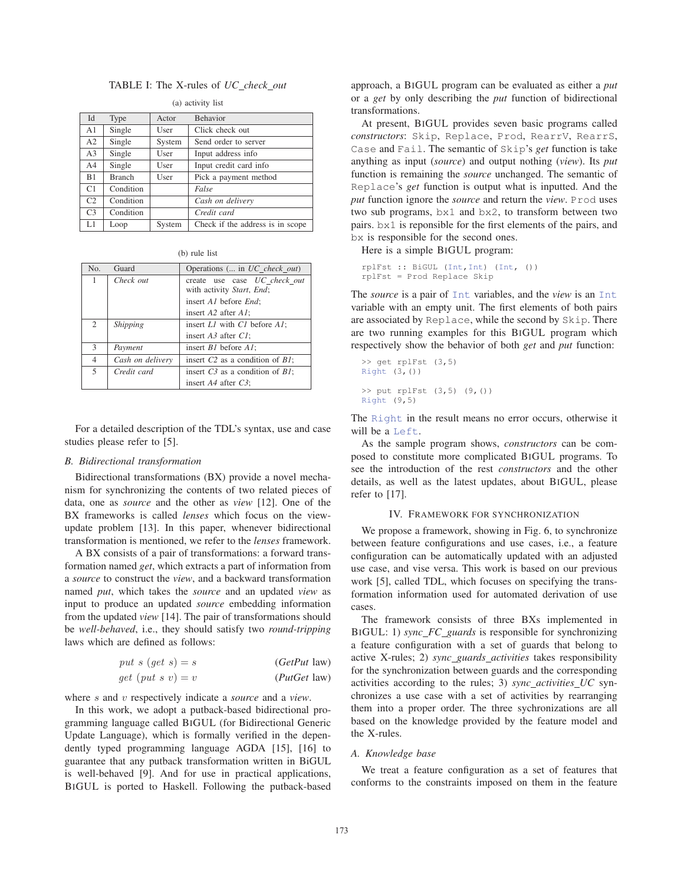TABLE I: The X-rules of *UC_check_out*

(a) activity list

| Id | Type | Actor | Behavior |
|---|---|---|---|
| A1 | Single | User | Click check out |
| A2 | Single | System | Send order to server |
| A3 | Single | User | Input address info |
| A4 | Single | User | Input credit card info |
| B1 | Branch | User | Pick a payment method |
| C1 | Condition | | *False* |
| C2 | Condition | | *Cash on delivery* |
| C3 | Condition | | *Credit card* |
| L1 | Loop | System | Check if the address is in scope |

(b) rule list

| No. | Guard | Operations (... in *UC_check_out*) |
|---|---|---|
| 1 | *Check out* | create use case *UC_check_out* with activity *Start*, *End*; insert *A1* before *End*; insert *A2* after *A1*; |
| 2 | *Shipping* | insert *L1* with *C1* before *A1*; insert *A3* after *C1*; |
| 3 | *Payment* | insert *B1* before *A1*; |
| 4 | *Cash on delivery* | insert *C2* as a condition of *B1*; |
| 5 | *Credit card* | insert *C3* as a condition of *B1*; insert *A4* after *C3*; |

For a detailed description of the TDL's syntax, use and case studies please refer to [5].

### B. Bidirectional transformation

Bidirectional transformations (BX) provide a novel mechanism for synchronizing the contents of two related pieces of data, one as *source* and the other as *view* [12]. One of the BX frameworks is called *lenses* which focus on the view-update problem [13]. In this paper, whenever bidirectional transformation is mentioned, we refer to the *lenses* framework.

A BX consists of a pair of transformations: a forward transformation named *get*, which extracts a part of information from a *source* to construct the *view*, and a backward transformation named *put*, which takes the *source* and an updated *view* as input to produce an updated *source* embedding information from the updated *view* [14]. The pair of transformations should be *well-behaved*, i.e., they should satisfy two *round-tripping* laws which are defined as follows:

$$put\ s\ (get\ s) = s \qquad (\textit{GetPut}\ \text{law})$$

$$get\ (put\ s\ v) = v \qquad (\textit{PutGet}\ \text{law})$$

where $s$ and $v$ respectively indicate a *source* and a *view*.

In this work, we adopt a putback-based bidirectional programming language called BiGUL (for Bidirectional Generic Update Language), which is formally verified in the dependently typed programming language AGDA [15], [16] to guarantee that any putback transformation written in BiGUL is well-behaved [9]. And for use in practical applications, BiGUL is ported to Haskell. Following the putback-based approach, a BiGUL program can be evaluated as either a *put* or a *get* by only describing the *put* function of bidirectional transformations.

At present, BiGUL provides seven basic programs called *constructors*: `Skip`, `Replace`, `Prod`, `RearrV`, `RearrS`, `Case` and `Fail`. The semantic of `Skip`'s *get* function is take anything as input (*source*) and output nothing (*view*). Its *put* function is remaining the *source* unchanged. The semantic of `Replace`'s *get* function is output what is inputted. And the *put* function ignore the *source* and return the *view*. `Prod` uses two sub programs, `bx1` and `bx2`, to transform between two pairs. `bx1` is reponsible for the first elements of the pairs, and `bx` is responsible for the second ones.

Here is a simple BiGUL program:

```
rplFst :: BiGUL (Int,Int) (Int, ())
rplFst = Prod Replace Skip
```

The *source* is a pair of `Int` variables, and the *view* is an `Int` variable with an empty unit. The first elements of both pairs are associated by `Replace`, while the second by `Skip`. There are two running examples for this BiGUL program which respectively show the behavior of both *get* and *put* function:

```
>> get rplFst (3,5)
Right (3,())

>> put rplFst (3,5) (9,())
Right (9,5)
```

The `Right` in the result means no error occurs, otherwise it will be a `Left`.

As the sample program shows, *constructors* can be composed to constitute more complicated BiGUL programs. To see the introduction of the rest *constructors* and the other details, as well as the latest updates, about BiGUL, please refer to [17].

## IV. Framework for Synchronization

We propose a framework, showing in Fig. 6, to synchronize between feature configurations and use cases, i.e., a feature configuration can be automatically updated with an adjusted use case, and vise versa. This work is based on our previous work [5], called TDL, which focuses on specifying the transformation information used for automated derivation of use cases.

The framework consists of three BXs implemented in BiGUL: 1) *sync_FC_guards* is responsible for synchronizing a feature configuration with a set of guards that belong to active X-rules; 2) *sync_guards_activities* takes responsibility for the synchronization between guards and the corresponding activities according to the rules; 3) *sync_activities_UC* synchronizes a use case with a set of activities by rearranging them into a proper order. The three sychronizations are all based on the knowledge provided by the feature model and the X-rules.

### A. Knowledge base

We treat a feature configuration as a set of features that conforms to the constraints imposed on them in the feature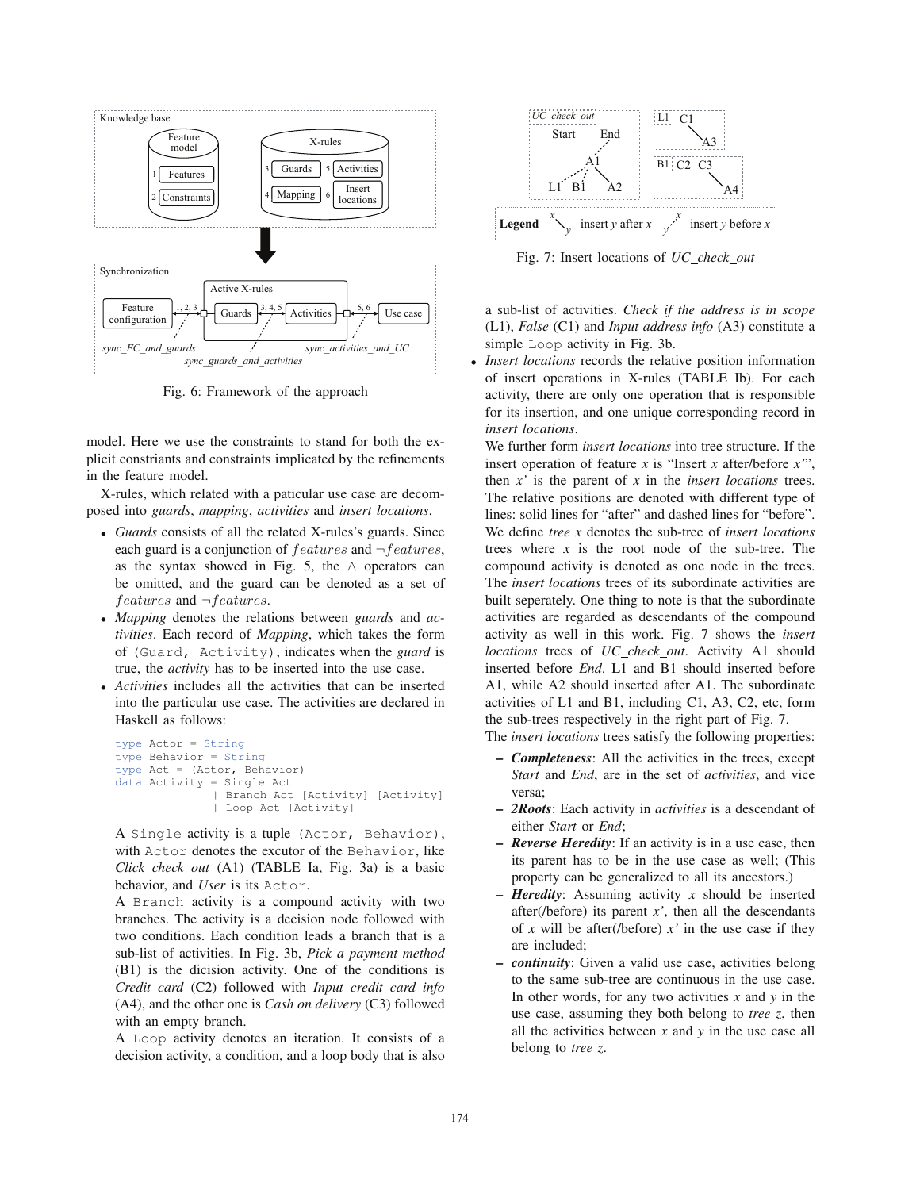Fig. 6: Framework of the approach

model. Here we use the constraints to stand for both the explicit constriants and constraints implicated by the refinements in the feature model.

X-rules, which related with a paticular use case are decomposed into *guards*, *mapping*, *activities* and *insert locations*.

- *Guards* consists of all the related X-rules's guards. Since each guard is a conjunction of $features$ and $\neg features$, as the syntax showed in Fig. 5, the $\wedge$ operators can be omitted, and the guard can be denoted as a set of $features$ and $\neg features$.
- *Mapping* denotes the relations between *guards* and *activities*. Each record of *Mapping*, which takes the form of `(Guard, Activity)`, indicates when the *guard* is true, the *activity* has to be inserted into the use case.
- *Activities* includes all the activities that can be inserted into the particular use case. The activities are declared in Haskell as follows:

```
type Actor = String
type Behavior = String
type Act = (Actor, Behavior)
data Activity = Single Act
              | Branch Act [Activity] [Activity]
              | Loop Act [Activity]
```

  A `Single` activity is a tuple `(Actor, Behavior)`, with `Actor` denotes the excutor of the `Behavior`, like *Click check out* (A1) (TABLE Ia, Fig. 3a) is a basic behavior, and *User* is its `Actor`.

  A `Branch` activity is a compound activity with two branches. The activity is a decision node followed with two conditions. Each condition leads a branch that is a sub-list of activities. In Fig. 3b, *Pick a payment method* (B1) is the dicision activity. One of the conditions is *Credit card* (C2) followed with *Input credit card info* (A4), and the other one is *Cash on delivery* (C3) followed with an empty branch.

  A `Loop` activity denotes an iteration. It consists of a decision activity, a condition, and a loop body that is also a sub-list of activities. *Check if the address is in scope* (L1), *False* (C1) and *Input address info* (A3) constitute a simple `Loop` activity in Fig. 3b.

- *Insert locations* records the relative position information of insert operations in X-rules (TABLE Ib). For each activity, there are only one operation that is responsible for its insertion, and one unique corresponding record in *insert locations*.

  We further form *insert locations* into tree structure. If the insert operation of feature *x* is "Insert *x* after/before *x'*", then *x'* is the parent of *x* in the *insert locations* trees. The relative positions are denoted with different type of lines: solid lines for "after" and dashed lines for "before". We define *tree x* denotes the sub-tree of *insert locations* trees where *x* is the root node of the sub-tree. The compound activity is denoted as one node in the trees. The *insert locations* trees of its subordinate activities are built seperately. One thing to note is that the subordinate activities are regarded as descendants of the compound activity as well in this work. Fig. 7 shows the *insert locations* trees of *UC_check_out*. Activity A1 should inserted before *End*. L1 and B1 should inserted before A1, while A2 should inserted after A1. The subordinate activities of L1 and B1, including C1, A3, C2, etc, form the sub-trees respectively in the right part of Fig. 7.

  The *insert locations* trees satisfy the following properties:

  - ***Completeness***: All the activities in the trees, except *Start* and *End*, are in the set of *activities*, and vice versa;
  - ***2Roots***: Each activity in *activities* is a descendant of either *Start* or *End*;
  - ***Reverse Heredity***: If an activity is in a use case, then its parent has to be in the use case as well; (This property can be generalized to all its ancestors.)
  - ***Heredity***: Assuming activity *x* should be inserted after(/before) its parent *x'*, then all the descendants of *x* will be after(/before) *x'* in the use case if they are included;
  - ***continuity***: Given a valid use case, activities belong to the same sub-tree are continuous in the use case. In other words, for any two activities *x* and *y* in the use case, assuming they both belong to *tree z*, then all the activities between *x* and *y* in the use case all belong to *tree z*.

Fig. 7: Insert locations of *UC_check_out*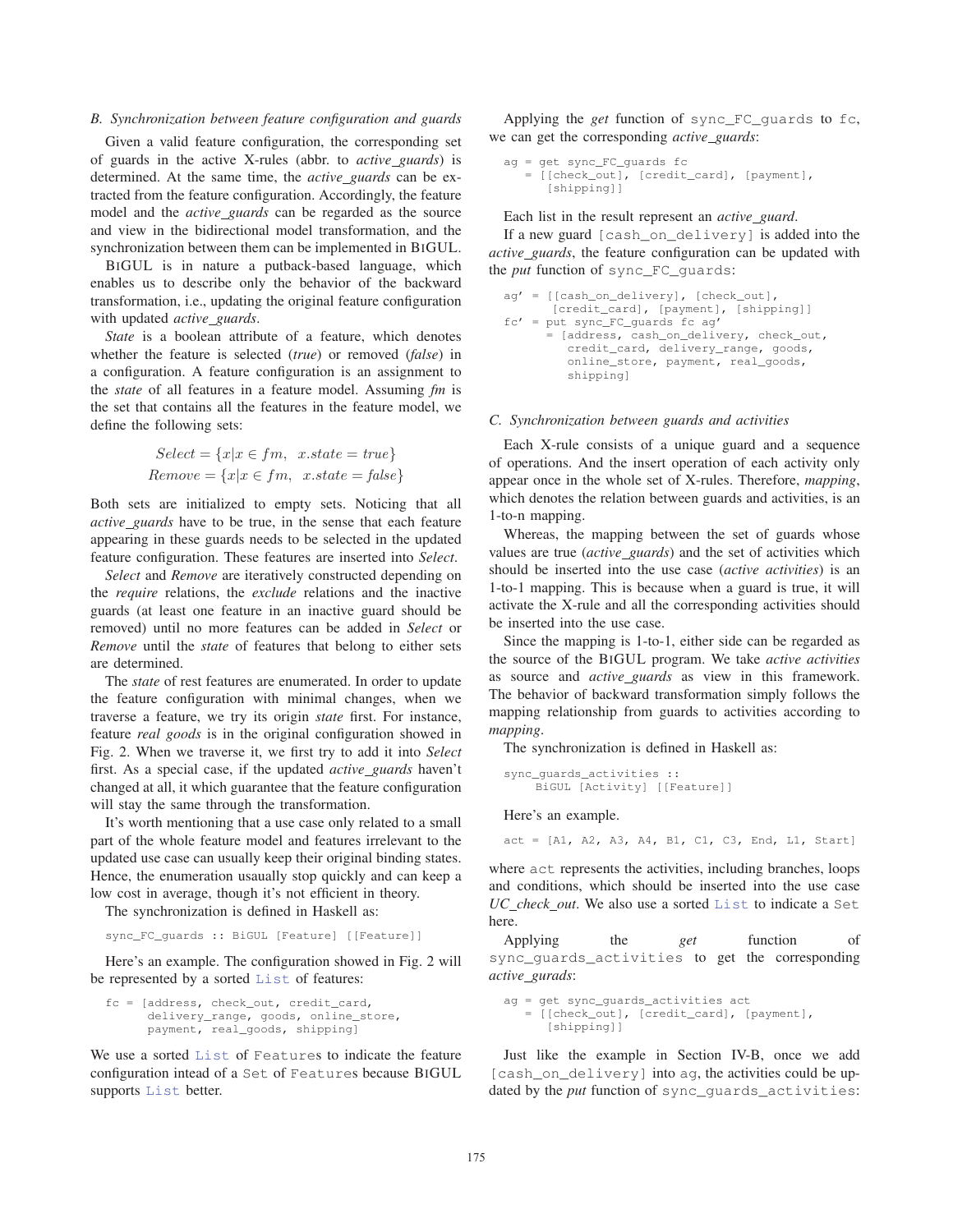### B. Synchronization between feature configuration and guards

Given a valid feature configuration, the corresponding set of guards in the active X-rules (abbr. to *active_guards*) is determined. At the same time, the *active_guards* can be extracted from the feature configuration. Accordingly, the feature model and the *active_guards* can be regarded as the source and view in the bidirectional model transformation, and the synchronization between them can be implemented in BiGUL.

BiGUL is in nature a putback-based language, which enables us to describe only the behavior of the backward transformation, i.e., updating the original feature configuration with updated *active_guards*.

*State* is a boolean attribute of a feature, which denotes whether the feature is selected (*true*) or removed (*false*) in a configuration. A feature configuration is an assignment to the *state* of all features in a feature model. Assuming *fm* is the set that contains all the features in the feature model, we define the following sets:

$$Select = \{x | x \in fm, \ \ x.state = true\}$$
$$Remove = \{x | x \in fm, \ \ x.state = false\}$$

Both sets are initialized to empty sets. Noticing that all *active_guards* have to be true, in the sense that each feature appearing in these guards needs to be selected in the updated feature configuration. These features are inserted into *Select*.

*Select* and *Remove* are iteratively constructed depending on the *require* relations, the *exclude* relations and the inactive guards (at least one feature in an inactive guard should be removed) until no more features can be added in *Select* or *Remove* until the *state* of features that belong to either sets are determined.

The *state* of rest features are enumerated. In order to update the feature configuration with minimal changes, when we traverse a feature, we try its origin *state* first. For instance, feature *real goods* is in the original configuration showed in Fig. 2. When we traverse it, we first try to add it into *Select* first. As a special case, if the updated *active_guards* haven't changed at all, it which guarantee that the feature configuration will stay the same through the transformation.

It's worth mentioning that a use case only related to a small part of the whole feature model and features irrelevant to the updated use case can usually keep their original binding states. Hence, the enumeration usaually stop quickly and can keep a low cost in average, though it's not efficient in theory.

The synchronization is defined in Haskell as:

```
sync_FC_guards :: BiGUL [Feature] [[Feature]]
```

Here's an example. The configuration showed in Fig. 2 will be represented by a sorted List of features:

```
fc = [address, check_out, credit_card,
      delivery_range, goods, online_store,
      payment, real_goods, shipping]
```

We use a sorted List of Features to indicate the feature configuration intead of a Set of Features because BiGUL supports List better.

Applying the *get* function of sync_FC_guards to fc, we can get the corresponding *active_guards*:

```
ag = get sync_FC_guards fc
   = [[check_out], [credit_card], [payment],
      [shipping]]
```

Each list in the result represent an *active_guard*.

If a new guard [cash_on_delivery] is added into the *active_guards*, the feature configuration can be updated with the *put* function of sync_FC_guards:

```
ag' = [[cash_on_delivery], [check_out],
       [credit_card], [payment], [shipping]]
fc' = put sync_FC_guards fc ag'
      = [address, cash_on_delivery, check_out,
         credit_card, delivery_range, goods,
         online_store, payment, real_goods,
         shipping]
```

### C. Synchronization between guards and activities

Each X-rule consists of a unique guard and a sequence of operations. And the insert operation of each activity only appear once in the whole set of X-rules. Therefore, *mapping*, which denotes the relation between guards and activities, is an 1-to-n mapping.

Whereas, the mapping between the set of guards whose values are true (*active_guards*) and the set of activities which should be inserted into the use case (*active activities*) is an 1-to-1 mapping. This is because when a guard is true, it will activate the X-rule and all the corresponding activities should be inserted into the use case.

Since the mapping is 1-to-1, either side can be regarded as the source of the BiGUL program. We take *active activities* as source and *active_guards* as view in this framework. The behavior of backward transformation simply follows the mapping relationship from guards to activities according to *mapping*.

The synchronization is defined in Haskell as:

```
sync_guards_activities ::
     BiGUL [Activity] [[Feature]]
```

Here's an example.

```
act = [A1, A2, A3, A4, B1, C1, C3, End, L1, Start]
```

where act represents the activities, including branches, loops and conditions, which should be inserted into the use case *UC_check_out*. We also use a sorted List to indicate a Set here.

Applying the *get* function of sync_guards_activities to get the corresponding *active_gurads*:

```
ag = get sync_guards_activities act
   = [[check_out], [credit_card], [payment],
      [shipping]]
```

Just like the example in Section IV-B, once we add [cash_on_delivery] into ag, the activities could be updated by the *put* function of sync_guards_activities: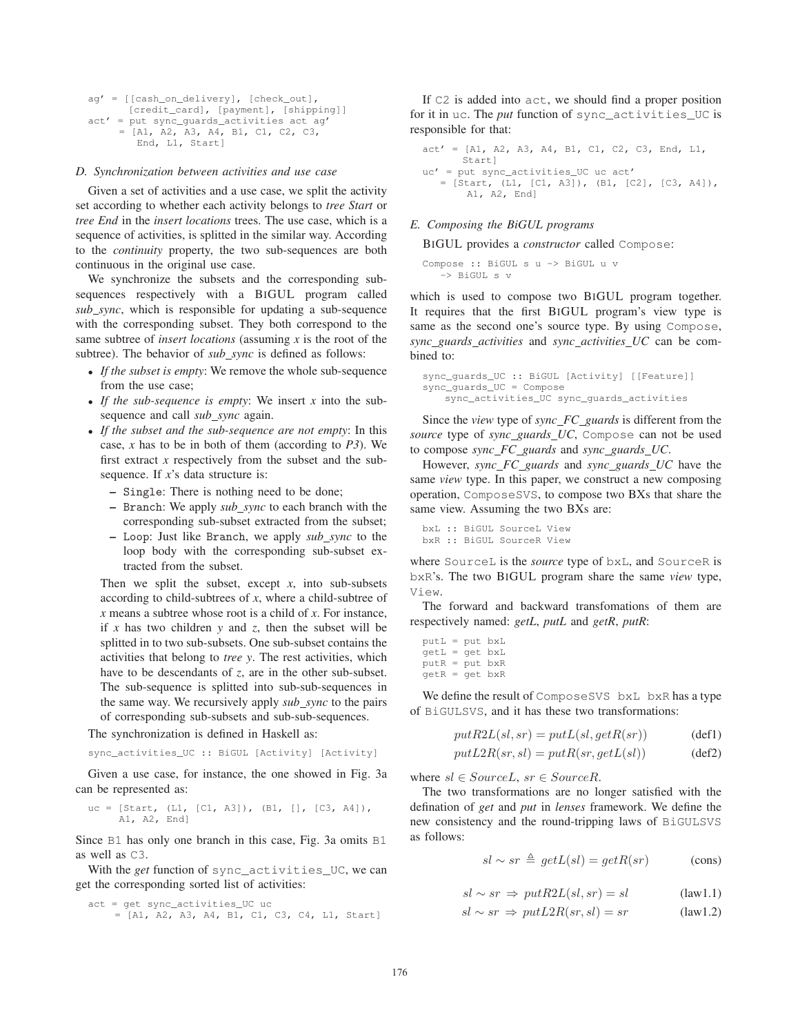```
ag' = [[cash_on_delivery], [check_out],
       [credit_card], [payment], [shipping]]
act' = put sync_guards_activities act ag'
     = [A1, A2, A3, A4, B1, C1, C2, C3,
        End, L1, Start]
```

### D. Synchronization between activities and use case

Given a set of activities and a use case, we split the activity set according to whether each activity belongs to *tree Start* or *tree End* in the *insert locations* trees. The use case, which is a sequence of activities, is splitted in the similar way. According to the *continuity* property, the two sub-sequences are both continuous in the original use case.

We synchronize the subsets and the corresponding sub-sequences respectively with a BIGUL program called *sub_sync*, which is responsible for updating a sub-sequence with the corresponding subset. They both correspond to the same subtree of *insert locations* (assuming *x* is the root of the subtree). The behavior of *sub_sync* is defined as follows:

- *If the subset is empty*: We remove the whole sub-sequence from the use case;
- *If the sub-sequence is empty*: We insert *x* into the sub-sequence and call *sub_sync* again.
- *If the subset and the sub-sequence are not empty*: In this case, *x* has to be in both of them (according to *P3*). We first extract *x* respectively from the subset and the sub-sequence. If *x*'s data structure is:
  - Single: There is nothing need to be done;
  - Branch: We apply *sub_sync* to each branch with the corresponding sub-subset extracted from the subset;
  - Loop: Just like Branch, we apply *sub_sync* to the loop body with the corresponding sub-subset extracted from the subset.

  Then we split the subset, except *x*, into sub-subsets according to child-subtrees of *x*, where a child-subtree of *x* means a subtree whose root is a child of *x*. For instance, if *x* has two children *y* and *z*, then the subset will be splitted in to two sub-subsets. One sub-subset contains the activities that belong to *tree y*. The rest activities, which have to be descendants of *z*, are in the other sub-subset. The sub-sequence is splitted into sub-sub-sequences in the same way. We recursively apply *sub_sync* to the pairs of corresponding sub-subsets and sub-sub-sequences.

The synchronization is defined in Haskell as:

```
sync_activities_UC :: BiGUL [Activity] [Activity]
```

Given a use case, for instance, the one showed in Fig. 3a can be represented as:

```
uc = [Start, (L1, [C1, A3]), (B1, [], [C3, A4]),
      A1, A2, End]
```

Since B1 has only one branch in this case, Fig. 3a omits B1 as well as C3.

With the *get* function of sync_activities_UC, we can get the corresponding sorted list of activities:

```
act = get sync_activities_UC uc
    = [A1, A2, A3, A4, B1, C1, C3, C4, L1, Start]
```

If C2 is added into act, we should find a proper position for it in uc. The *put* function of sync_activities_UC is responsible for that:

```
act' = [A1, A2, A3, A4, B1, C1, C2, C3, End, L1,
        Start]
uc' = put sync_activities_UC uc act'
    = [Start, (L1, [C1, A3]), (B1, [C2], [C3, A4]),
       A1, A2, End]
```

### E. Composing the BiGUL programs

BIGUL provides a *constructor* called Compose:

```
Compose :: BiGUL s u -> BiGUL u v
   -> BiGUL s v
```

which is used to compose two BIGUL program together. It requires that the first BIGUL program's view type is same as the second one's source type. By using Compose, *sync_guards_activities* and *sync_activities_UC* can be combined to:

```
sync_guards_UC :: BiGUL [Activity] [[Feature]]
sync_guards_UC = Compose
    sync_activities_UC sync_guards_activities
```

Since the *view* type of *sync_FC_guards* is different from the *source* type of *sync_guards_UC*, Compose can not be used to compose *sync_FC_guards* and *sync_guards_UC*.

However, *sync_FC_guards* and *sync_guards_UC* have the same *view* type. In this paper, we construct a new composing operation, ComposeSVS, to compose two BXs that share the same view. Assuming the two BXs are:

```
bxL :: BiGUL SourceL View
bxR :: BiGUL SourceR View
```

where SourceL is the *source* type of bxL, and SourceR is bxR's. The two BIGUL program share the same *view* type, View.

The forward and backward transfomations of them are respectively named: *getL*, *putL* and *getR*, *putR*:

```
putL = put bxL
getL = get bxL
putR = put bxR
getR = get bxR
```

We define the result of ComposeSVS bxL bxR has a type of BiGULSVS, and it has these two transformations:

$$putR2L(sl, sr) = putL(sl, getR(sr)) \qquad \text{(def1)}$$

$$putL2R(sr, sl) = putR(sr, getL(sl)) \qquad \text{(def2)}$$

where $sl \in SourceL$, $sr \in SourceR$.

The two transformations are no longer satisfied with the defination of *get* and *put* in *lenses* framework. We define the new consistency and the round-tripping laws of BiGULSVS as follows:

$$sl \sim sr \triangleq getL(sl) = getR(sr) \qquad \text{(cons)}$$

$$sl \sim sr \Rightarrow putR2L(sl, sr) = sl \qquad \text{(law1.1)}$$

$$sl \sim sr \Rightarrow putL2R(sr, sl) = sr \qquad \text{(law1.2)}$$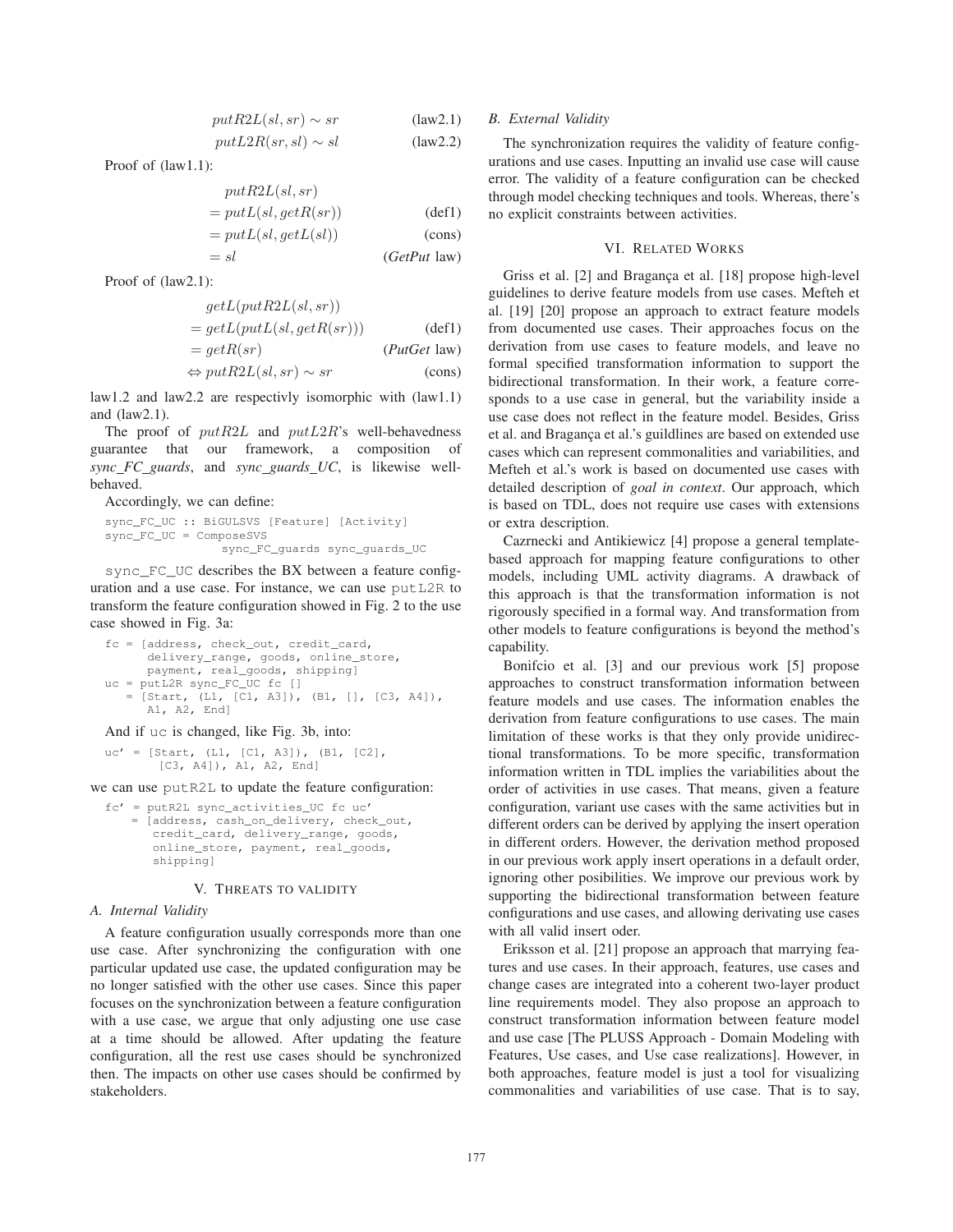$$putR2L(sl, sr) \sim sr \qquad \text{(law2.1)}$$

$$putL2R(sr, sl) \sim sl \qquad \text{(law2.2)}$$

Proof of (law1.1):

$$
\begin{aligned}
& putR2L(sl, sr) \\
&= putL(sl, getR(sr)) && \text{(def1)} \\
&= putL(sl, getL(sl)) && \text{(cons)} \\
&= sl && (\textit{GetPut}\ \text{law})
\end{aligned}
$$

Proof of (law2.1):

$$
\begin{aligned}
& getL(putR2L(sl, sr)) \\
&= getL(putL(sl, getR(sr))) && \text{(def1)} \\
&= getR(sr) && (\textit{PutGet}\ \text{law}) \\
&\Leftrightarrow putR2L(sl, sr) \sim sr && \text{(cons)}
\end{aligned}
$$

law1.2 and law2.2 are respectivly isomorphic with (law1.1) and (law2.1).

The proof of $putR2L$ and $putL2R$'s well-behavedness guarantee that our framework, a composition of *sync_FC_guards*, and *sync_guards_UC*, is likewise well-behaved.

Accordingly, we can define:

```
sync_FC_UC :: BiGULSVS [Feature] [Activity]
sync_FC_UC = ComposeSVS
                sync_FC_guards sync_guards_UC
```

`sync_FC_UC` describes the BX between a feature configuration and a use case. For instance, we can use `putL2R` to transform the feature configuration showed in Fig. 2 to the use case showed in Fig. 3a:

```
fc = [address, check_out, credit_card,
      delivery_range, goods, online_store,
      payment, real_goods, shipping]
uc = putL2R sync_FC_UC fc []
   = [Start, (L1, [C1, A3]), (B1, [], [C3, A4]),
      A1, A2, End]
```

And if `uc` is changed, like Fig. 3b, into:

```
uc' = [Start, (L1, [C1, A3]), (B1, [C2],
       [C3, A4]), A1, A2, End]
```

we can use `putR2L` to update the feature configuration:

```
fc' = putR2L sync_activities_UC fc uc'
    = [address, cash_on_delivery, check_out,
       credit_card, delivery_range, goods,
       online_store, payment, real_goods,
       shipping]
```

## V. Threats to Validity

### A. Internal Validity

A feature configuration usually corresponds more than one use case. After synchronizing the configuration with one particular updated use case, the updated configuration may be no longer satisfied with the other use cases. Since this paper focuses on the synchronization between a feature configuration with a use case, we argue that only adjusting one use case at a time should be allowed. After updating the feature configuration, all the rest use cases should be synchronized then. The impacts on other use cases should be confirmed by stakeholders.

### B. External Validity

The synchronization requires the validity of feature configurations and use cases. Inputting an invalid use case will cause error. The validity of a feature configuration can be checked through model checking techniques and tools. Whereas, there's no explicit constraints between activities.

## VI. Related Works

Griss et al. [2] and Bragança et al. [18] propose high-level guidelines to derive feature models from use cases. Mefteh et al. [19] [20] propose an approach to extract feature models from documented use cases. Their approaches focus on the derivation from use cases to feature models, and leave no formal specified transformation information to support the bidirectional transformation. In their work, a feature corresponds to a use case in general, but the variability inside a use case does not reflect in the feature model. Besides, Griss et al. and Bragança et al.'s guildlines are based on extended use cases which can represent commonalities and variabilities, and Mefteh et al.'s work is based on documented use cases with detailed description of *goal in context*. Our approach, which is based on TDL, does not require use cases with extensions or extra description.

Cazrnecki and Antikiewicz [4] propose a general template-based approach for mapping feature configurations to other models, including UML activity diagrams. A drawback of this approach is that the transformation information is not rigorously specified in a formal way. And transformation from other models to feature configurations is beyond the method's capability.

Bonifcio et al. [3] and our previous work [5] propose approaches to construct transformation information between feature models and use cases. The information enables the derivation from feature configurations to use cases. The main limitation of these works is that they only provide unidirectional transformations. To be more specific, transformation information written in TDL implies the variabilities about the order of activities in use cases. That means, given a feature configuration, variant use cases with the same activities but in different orders can be derived by applying the insert operation in different orders. However, the derivation method proposed in our previous work apply insert operations in a default order, ignoring other posibilities. We improve our previous work by supporting the bidirectional transformation between feature configurations and use cases, and allowing derivating use cases with all valid insert oder.

Eriksson et al. [21] propose an approach that marrying features and use cases. In their approach, features, use cases and change cases are integrated into a coherent two-layer product line requirements model. They also propose an approach to construct transformation information between feature model and use case [The PLUSS Approach - Domain Modeling with Features, Use cases, and Use case realizations]. However, in both approaches, feature model is just a tool for visualizing commonalities and variabilities of use case. That is to say,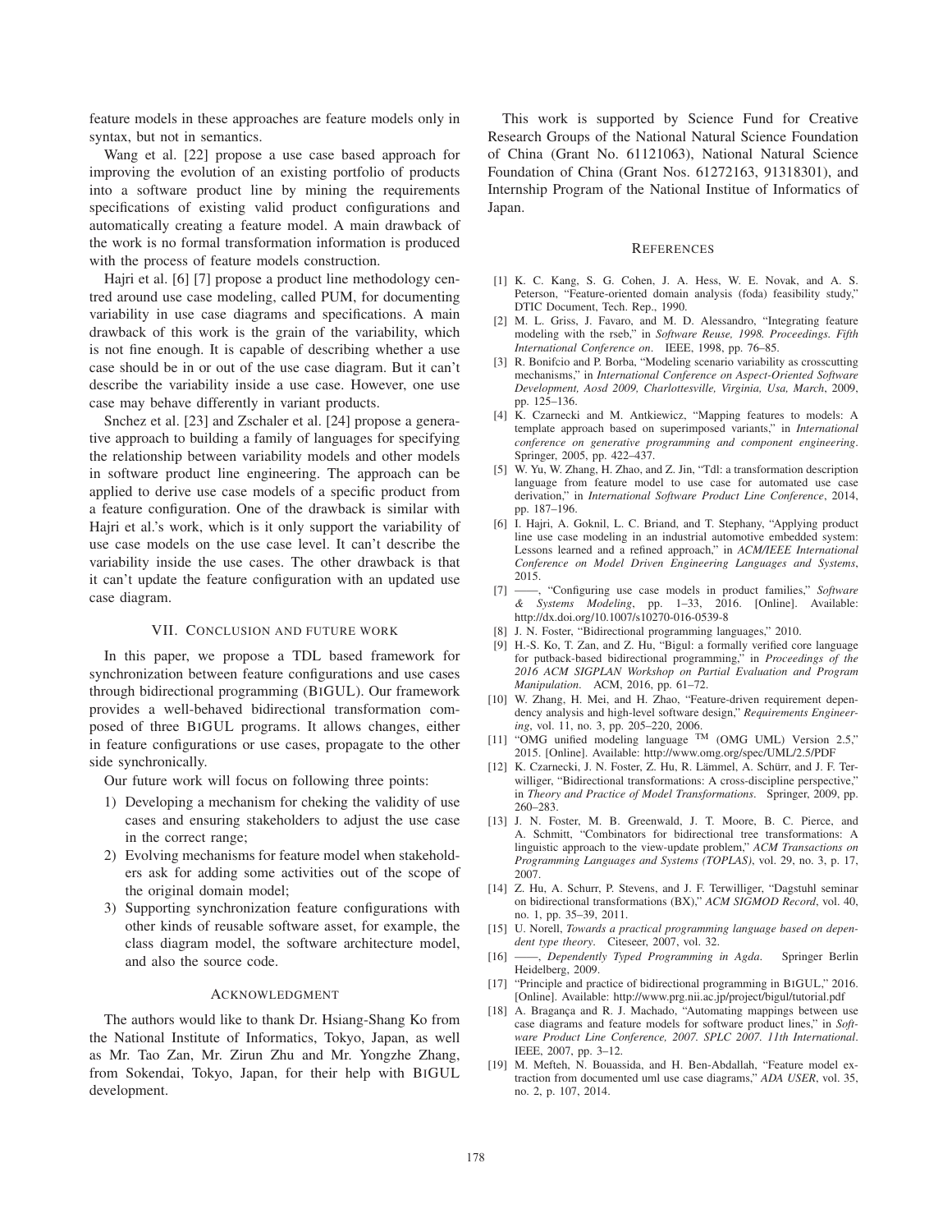feature models in these approaches are feature models only in syntax, but not in semantics.

Wang et al. [22] propose a use case based approach for improving the evolution of an existing portfolio of products into a software product line by mining the requirements specifications of existing valid product configurations and automatically creating a feature model. A main drawback of the work is no formal transformation information is produced with the process of feature models construction.

Hajri et al. [6] [7] propose a product line methodology centred around use case modeling, called PUM, for documenting variability in use case diagrams and specifications. A main drawback of this work is the grain of the variability, which is not fine enough. It is capable of describing whether a use case should be in or out of the use case diagram. But it can't describe the variability inside a use case. However, one use case may behave differently in variant products.

Snchez et al. [23] and Zschaler et al. [24] propose a generative approach to building a family of languages for specifying the relationship between variability models and other models in software product line engineering. The approach can be applied to derive use case models of a specific product from a feature configuration. One of the drawback is similar with Hajri et al.'s work, which is it only support the variability of use case models on the use case level. It can't describe the variability inside the use cases. The other drawback is that it can't update the feature configuration with an updated use case diagram.

## VII. Conclusion and Future Work

In this paper, we propose a TDL based framework for synchronization between feature configurations and use cases through bidirectional programming (BiGUL). Our framework provides a well-behaved bidirectional transformation composed of three BiGUL programs. It allows changes, either in feature configurations or use cases, propagate to the other side synchronically.

Our future work will focus on following three points:

1) Developing a mechanism for cheking the validity of use cases and ensuring stakeholders to adjust the use case in the correct range;
2) Evolving mechanisms for feature model when stakeholders ask for adding some activities out of the scope of the original domain model;
3) Supporting synchronization feature configurations with other kinds of reusable software asset, for example, the class diagram model, the software architecture model, and also the source code.

## Acknowledgment

The authors would like to thank Dr. Hsiang-Shang Ko from the National Institute of Informatics, Tokyo, Japan, as well as Mr. Tao Zan, Mr. Zirun Zhu and Mr. Yongzhe Zhang, from Sokendai, Tokyo, Japan, for their help with BiGUL development.

This work is supported by Science Fund for Creative Research Groups of the National Natural Science Foundation of China (Grant No. 61121063), National Natural Science Foundation of China (Grant Nos. 61272163, 91318301), and Internship Program of the National Institue of Informatics of Japan.

## References

[1] K. C. Kang, S. G. Cohen, J. A. Hess, W. E. Novak, and A. S. Peterson, "Feature-oriented domain analysis (foda) feasibility study," DTIC Document, Tech. Rep., 1990.

[2] M. L. Griss, J. Favaro, and M. D. Alessandro, "Integrating feature modeling with the rseb," in *Software Reuse, 1998. Proceedings. Fifth International Conference on*. IEEE, 1998, pp. 76–85.

[3] R. Bonifcio and P. Borba, "Modeling scenario variability as crosscutting mechanisms," in *International Conference on Aspect-Oriented Software Development, Aosd 2009, Charlottesville, Virginia, Usa, March*, 2009, pp. 125–136.

[4] K. Czarnecki and M. Antkiewicz, "Mapping features to models: A template approach based on superimposed variants," in *International conference on generative programming and component engineering*. Springer, 2005, pp. 422–437.

[5] W. Yu, W. Zhang, H. Zhao, and Z. Jin, "Tdl: a transformation description language from feature model to use case for automated use case derivation," in *International Software Product Line Conference*, 2014, pp. 187–196.

[6] I. Hajri, A. Goknil, L. C. Briand, and T. Stephany, "Applying product line use case modeling in an industrial automotive embedded system: Lessons learned and a refined approach," in *ACM/IEEE International Conference on Model Driven Engineering Languages and Systems*, 2015.

[7] ——, "Configuring use case models in product families," *Software & Systems Modeling*, pp. 1–33, 2016. [Online]. Available: http://dx.doi.org/10.1007/s10270-016-0539-8

[8] J. N. Foster, "Bidirectional programming languages," 2010.

[9] H.-S. Ko, T. Zan, and Z. Hu, "Bigul: a formally verified core language for putback-based bidirectional programming," in *Proceedings of the 2016 ACM SIGPLAN Workshop on Partial Evaluation and Program Manipulation*. ACM, 2016, pp. 61–72.

[10] W. Zhang, H. Mei, and H. Zhao, "Feature-driven requirement dependency analysis and high-level software design," *Requirements Engineering*, vol. 11, no. 3, pp. 205–220, 2006.

[11] "OMG unified modeling language TM (OMG UML) Version 2.5," 2015. [Online]. Available: http://www.omg.org/spec/UML/2.5/PDF

[12] K. Czarnecki, J. N. Foster, Z. Hu, R. Lämmel, A. Schürr, and J. F. Terwilliger, "Bidirectional transformations: A cross-discipline perspective," in *Theory and Practice of Model Transformations*. Springer, 2009, pp. 260–283.

[13] J. N. Foster, M. B. Greenwald, J. T. Moore, B. C. Pierce, and A. Schmitt, "Combinators for bidirectional tree transformations: A linguistic approach to the view-update problem," *ACM Transactions on Programming Languages and Systems (TOPLAS)*, vol. 29, no. 3, p. 17, 2007.

[14] Z. Hu, A. Schurr, P. Stevens, and J. F. Terwilliger, "Dagstuhl seminar on bidirectional transformations (BX)," *ACM SIGMOD Record*, vol. 40, no. 1, pp. 35–39, 2011.

[15] U. Norell, *Towards a practical programming language based on dependent type theory*. Citeseer, 2007, vol. 32.

[16] ——, *Dependently Typed Programming in Agda*. Springer Berlin Heidelberg, 2009.

[17] "Principle and practice of bidirectional programming in BiGUL," 2016. [Online]. Available: http://www.prg.nii.ac.jp/project/bigul/tutorial.pdf

[18] A. Bragança and R. J. Machado, "Automating mappings between use case diagrams and feature models for software product lines," in *Software Product Line Conference, 2007. SPLC 2007. 11th International*. IEEE, 2007, pp. 3–12.

[19] M. Mefteh, N. Bouassida, and H. Ben-Abdallah, "Feature model extraction from documented uml use case diagrams," *ADA USER*, vol. 35, no. 2, p. 107, 2014.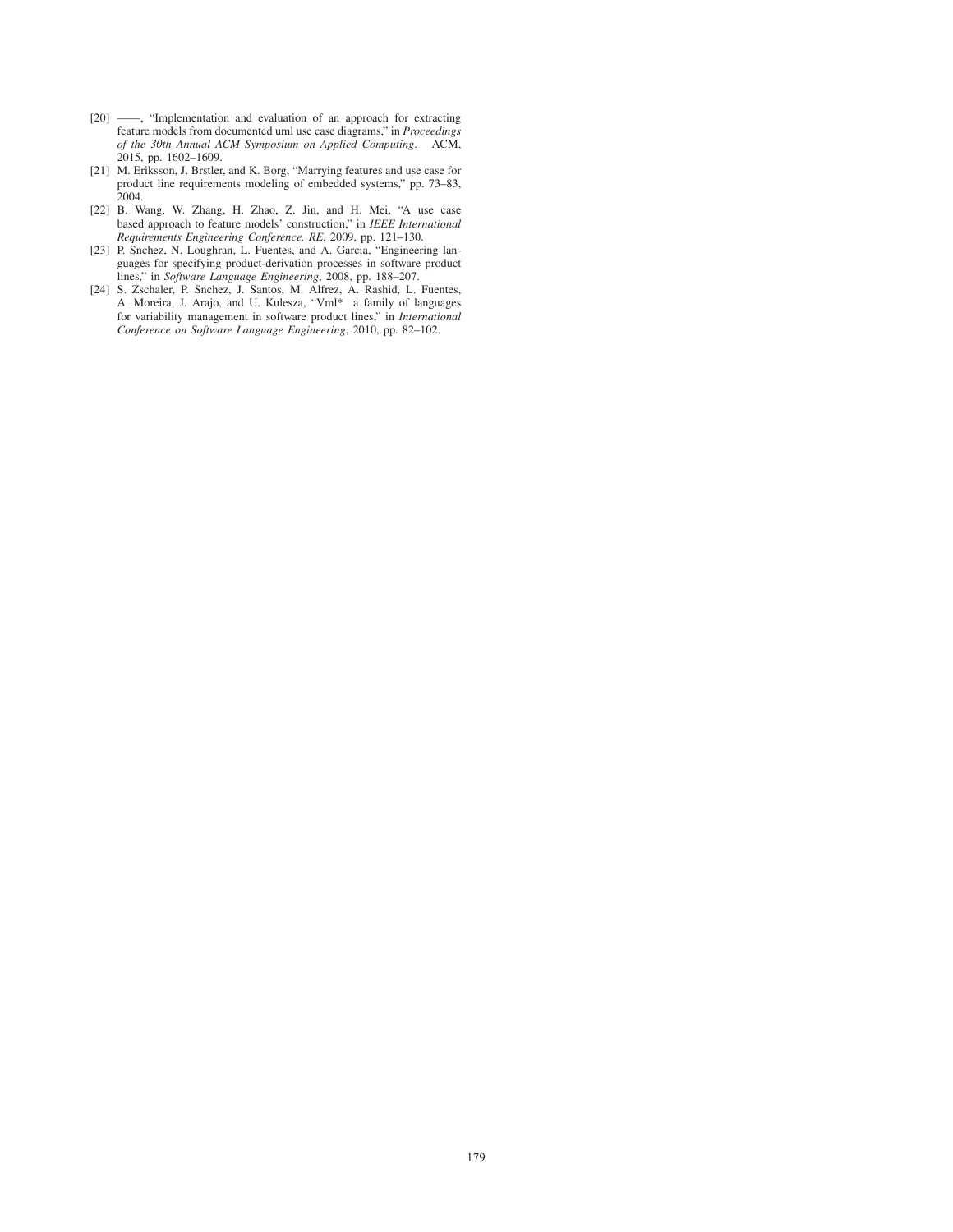[20] ——, "Implementation and evaluation of an approach for extracting feature models from documented uml use case diagrams," in *Proceedings of the 30th Annual ACM Symposium on Applied Computing*. ACM, 2015, pp. 1602–1609.

[21] M. Eriksson, J. Brstler, and K. Borg, "Marrying features and use case for product line requirements modeling of embedded systems," pp. 73–83, 2004.

[22] B. Wang, W. Zhang, H. Zhao, Z. Jin, and H. Mei, "A use case based approach to feature models' construction," in *IEEE International Requirements Engineering Conference, RE*, 2009, pp. 121–130.

[23] P. Snchez, N. Loughran, L. Fuentes, and A. Garcia, "Engineering languages for specifying product-derivation processes in software product lines," in *Software Language Engineering*, 2008, pp. 188–207.

[24] S. Zschaler, P. Snchez, J. Santos, M. Alfrez, A. Rashid, L. Fuentes, A. Moreira, J. Arajo, and U. Kulesza, "Vml* a family of languages for variability management in software product lines," in *International Conference on Software Language Engineering*, 2010, pp. 82–102.